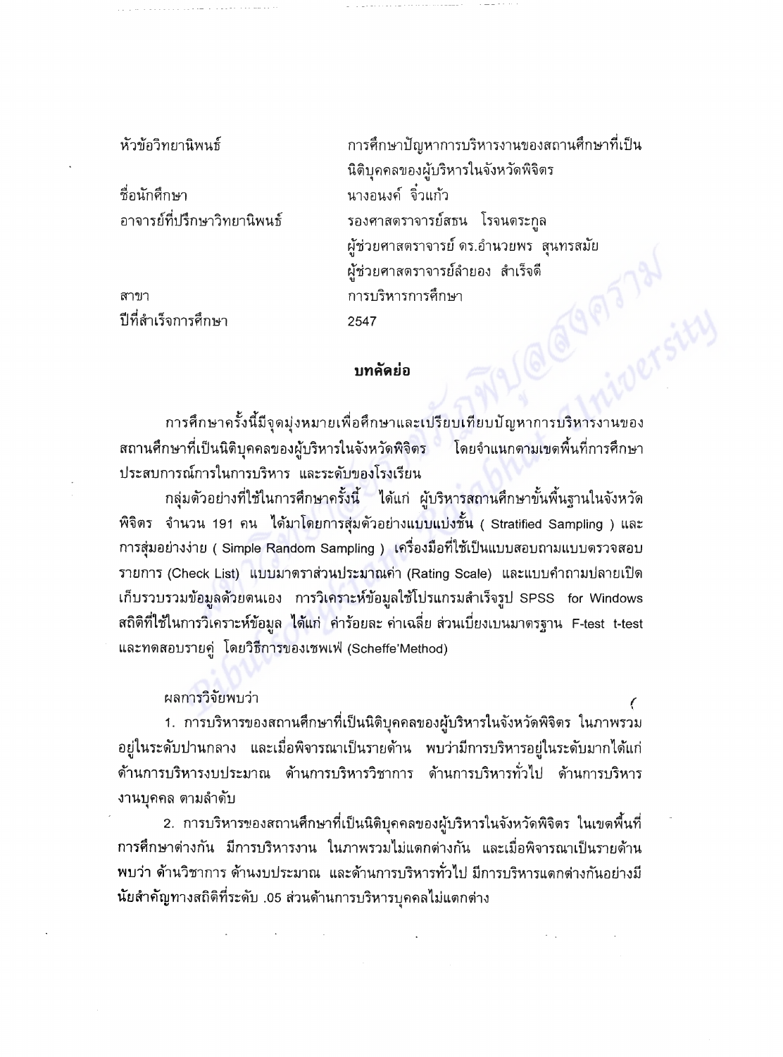| | |
|---|---|
| หัวข้อวิทยานิพนธ์ | การศึกษาปัญหาการบริหารงานของสถานศึกษาที่เป็นนิติบุคคลของผู้บริหารในจังหวัดพิจิตร |
| ชื่อนักศึกษา | นางอนงค์ จิ๋วแก้ว |
| อาจารย์ที่ปรึกษาวิทยานิพนธ์ | รองศาสตราจารย์สธน โรจนตระกูล<br>ผู้ช่วยศาสตราจารย์ ดร.อำนวยพร สุนทรสมัย<br>ผู้ช่วยศาสตราจารย์ลำยอง สำเร็จดี |
| สาขา | การบริหารการศึกษา |
| ปีที่สำเร็จการศึกษา | 2547 |

## บทคัดย่อ

การศึกษาครั้งนี้มีจุดมุ่งหมายเพื่อศึกษาและเปรียบเทียบปัญหาการบริหารงานของสถานศึกษาที่เป็นนิติบุคคลของผู้บริหารในจังหวัดพิจิตร โดยจำแนกตามเขตพื้นที่การศึกษา ประสบการณ์การในการบริหาร และระดับของโรงเรียน

กลุ่มตัวอย่างที่ใช้ในการศึกษาครั้งนี้ ได้แก่ ผู้บริหารสถานศึกษาขั้นพื้นฐานในจังหวัดพิจิตร จำนวน 191 คน ได้มาโดยการสุ่มตัวอย่างแบบแบ่งชั้น ( Stratified Sampling ) และการสุ่มอย่างง่าย ( Simple Random Sampling ) เครื่องมือที่ใช้เป็นแบบสอบถามแบบตรวจสอบรายการ (Check List) แบบมาตราส่วนประมาณค่า (Rating Scale) และแบบคำถามปลายเปิด เก็บรวบรวมข้อมูลด้วยตนเอง การวิเคราะห์ข้อมูลใช้โปรแกรมสำเร็จรูป SPSS for Windows สถิติที่ใช้ในการวิเคราะห์ข้อมูล ได้แก่ ค่าร้อยละ ค่าเฉลี่ย ส่วนเบี่ยงเบนมาตรฐาน F-test t-test และทดสอบรายคู่ โดยวิธีการของเชพเฟ่ (Scheffe'Method)

ผลการวิจัยพบว่า

1. การบริหารของสถานศึกษาที่เป็นนิติบุคคลของผู้บริหารในจังหวัดพิจิตร ในภาพรวมอยู่ในระดับปานกลาง และเมื่อพิจารณาเป็นรายด้าน พบว่ามีการบริหารอยู่ในระดับมากได้แก่ ด้านการบริหารงบประมาณ ด้านการบริหารวิชาการ ด้านการบริหารทั่วไป ด้านการบริหารงานบุคคล ตามลำดับ

2. การบริหารของสถานศึกษาที่เป็นนิติบุคคลของผู้บริหารในจังหวัดพิจิตร ในเขตพื้นที่การศึกษาต่างกัน มีการบริหารงาน ในภาพรวมไม่แตกต่างกัน และเมื่อพิจารณาเป็นรายด้าน พบว่า ด้านวิชาการ ด้านงบประมาณ และด้านการบริหารทั่วไป มีการบริหารแตกต่างกันอย่างมีนัยสำคัญทางสถิติที่ระดับ .05 ส่วนด้านการบริหารบุคคลไม่แตกต่าง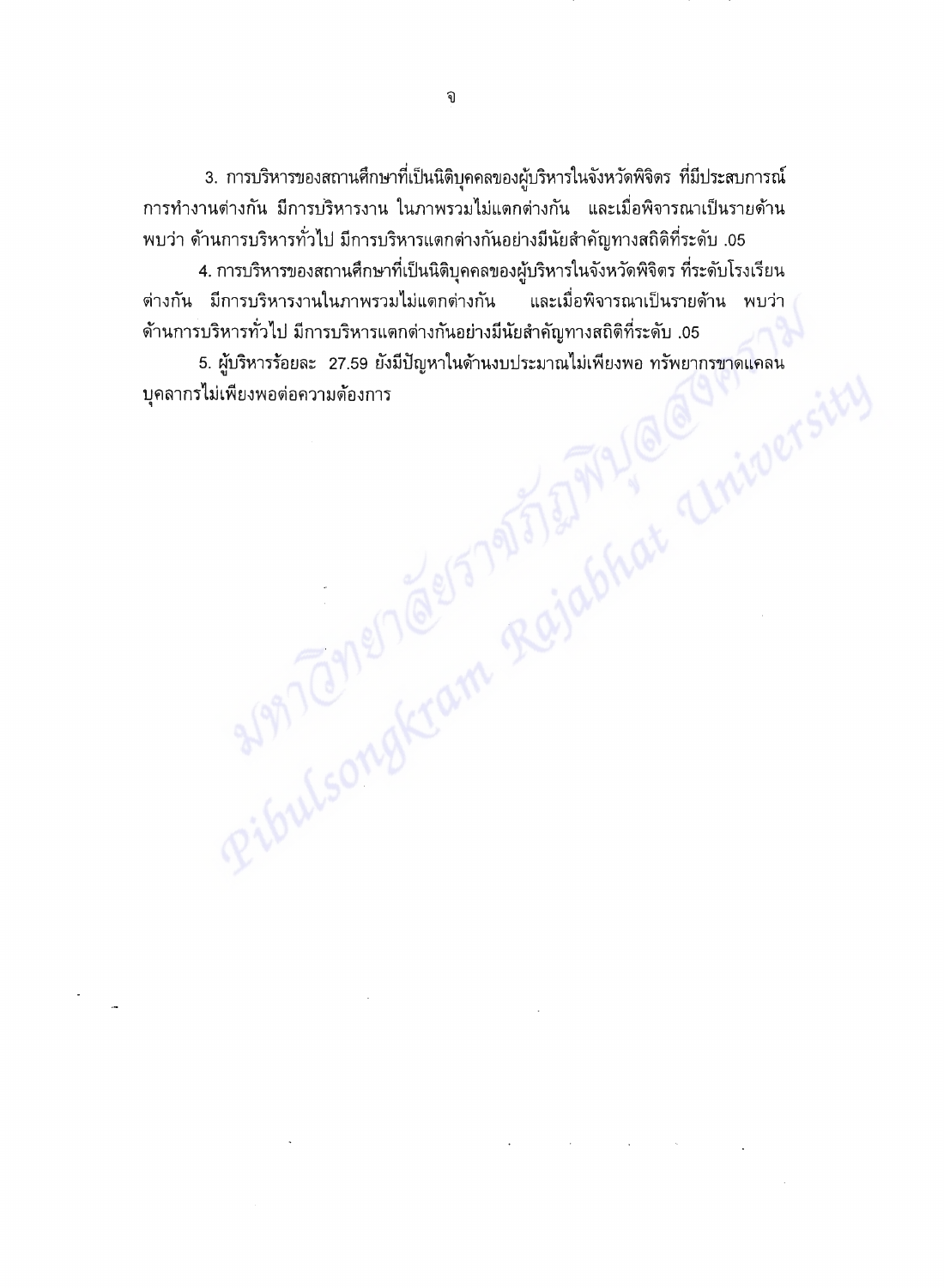3. การบริหารของสถานศึกษาที่เป็นนิติบุคคลของผู้บริหารในจังหวัดพิจิตร ที่มีประสบการณ์การทำงานต่างกัน มีการบริหารงาน ในภาพรวมไม่แตกต่างกัน และเมื่อพิจารณาเป็นรายด้าน พบว่า ด้านการบริหารทั่วไป มีการบริหารแตกต่างกันอย่างมีนัยสำคัญทางสถิติที่ระดับ .05

4. การบริหารของสถานศึกษาที่เป็นนิติบุคคลของผู้บริหารในจังหวัดพิจิตร ที่ระดับโรงเรียนต่างกัน มีการบริหารงานในภาพรวมไม่แตกต่างกัน และเมื่อพิจารณาเป็นรายด้าน พบว่า ด้านการบริหารทั่วไป มีการบริหารแตกต่างกันอย่างมีนัยสำคัญทางสถิติที่ระดับ .05

5. ผู้บริหารร้อยละ 27.59 ยังมีปัญหาในด้านงบประมาณไม่เพียงพอ ทรัพยากรขาดแคลน บุคลากรไม่เพียงพอต่อความต้องการ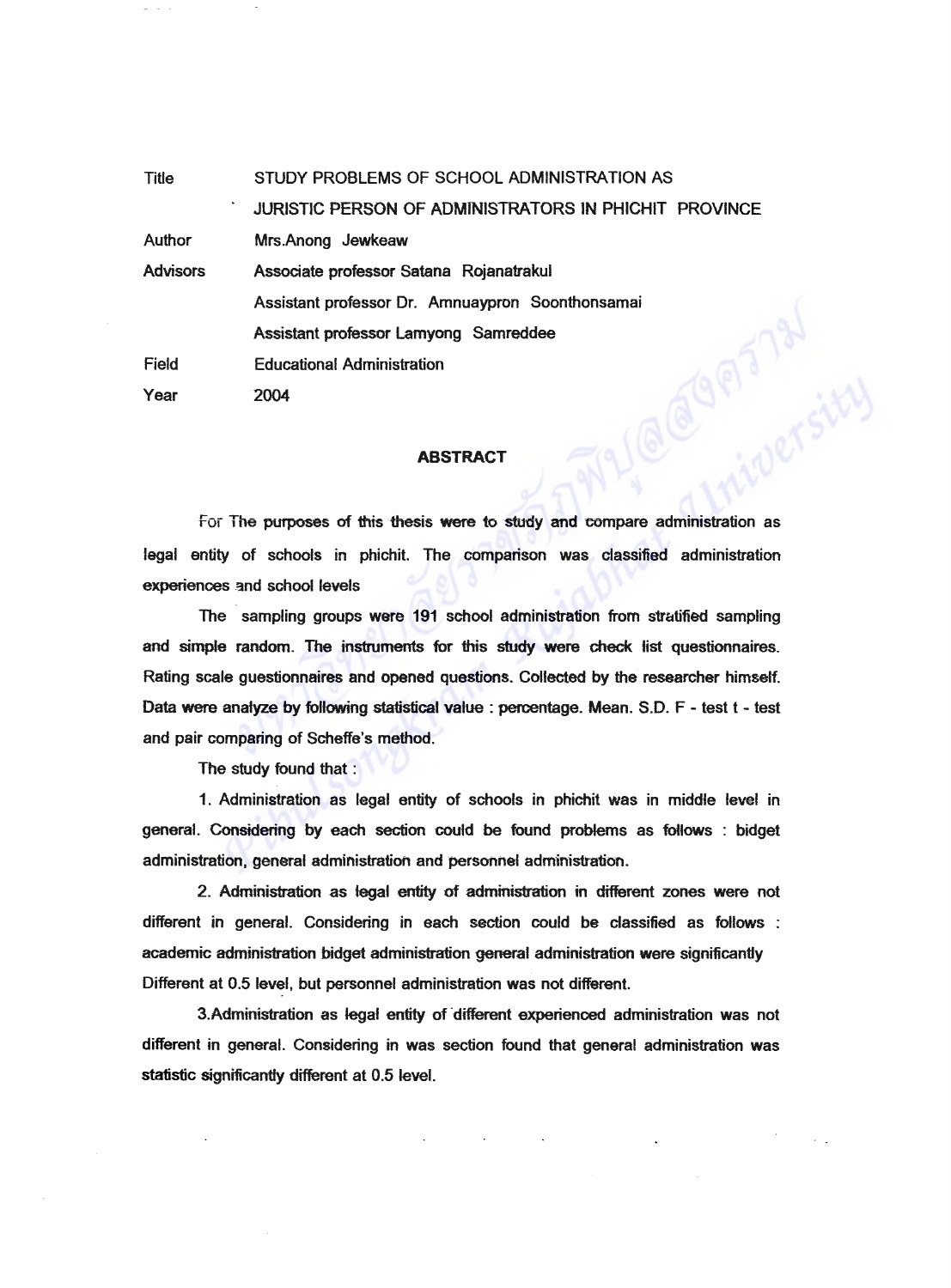| | |
|---|---|
| Title | STUDY PROBLEMS OF SCHOOL ADMINISTRATION AS JURISTIC PERSON OF ADMINISTRATORS IN PHICHIT PROVINCE |
| Author | Mrs.Anong Jewkeaw |
| Advisors | Associate professor Satana Rojanatrakul |
| | Assistant professor Dr. Amnuaypron Soonthonsamai |
| | Assistant professor Lamyong Samreddee |
| Field | Educational Administration |
| Year | 2004 |

## ABSTRACT

For The purposes of this thesis were to study and compare administration as legal entity of schools in phichit. The comparison was classified administration experiences and school levels

The sampling groups were 191 school administration from stratified sampling and simple random. The instruments for this study were check list questionnaires. Rating scale questionnaires and opened questions. Collected by the researcher himself. Data were analyze by following statistical value : percentage. Mean. S.D. F - test t - test and pair comparing of Scheffe's method.

The study found that :

1. Administration as legal entity of schools in phichit was in middle level in general. Considering by each section could be found problems as follows : bidget administration, general administration and personnel administration.

2. Administration as legal entity of administration in different zones were not different in general. Considering in each section could be classified as follows : academic administration bidget administration general administration were significantly Different at 0.5 level, but personnel administration was not different.

3.Administration as legal entity of different experienced administration was not different in general. Considering in was section found that general administration was statistic significantly different at 0.5 level.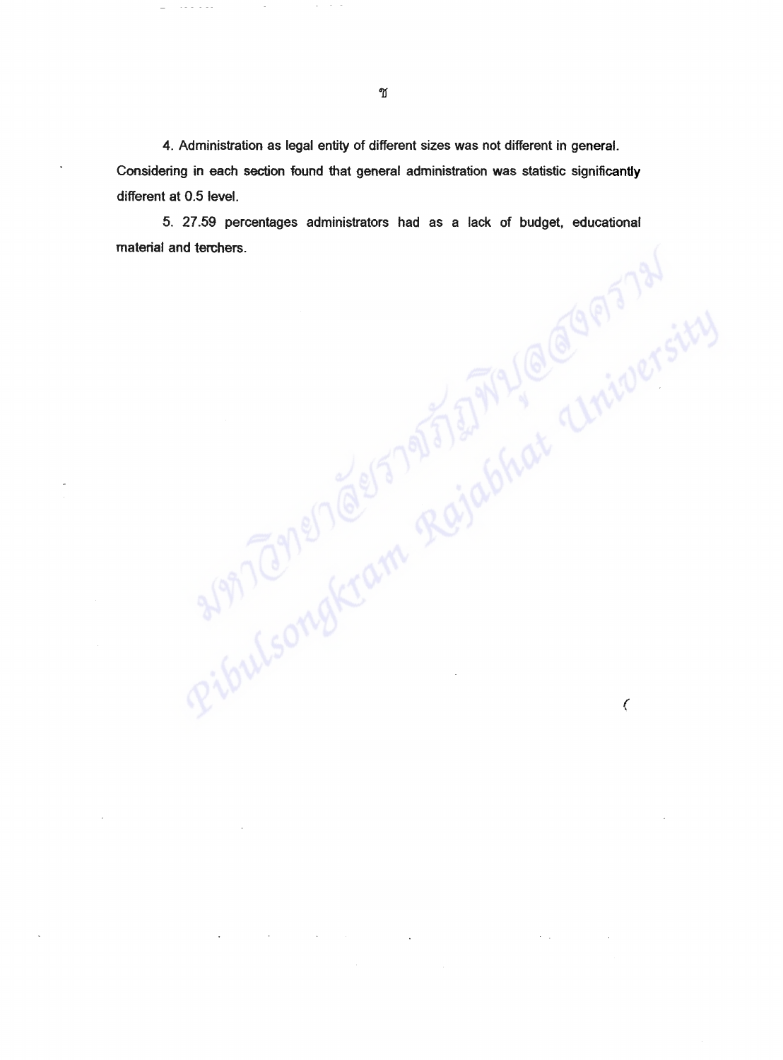4. Administration as legal entity of different sizes was not different in general. Considering in each section found that general administration was statistic significantly different at 0.5 level.

5. 27.59 percentages administrators had as a lack of budget, educational material and terchers.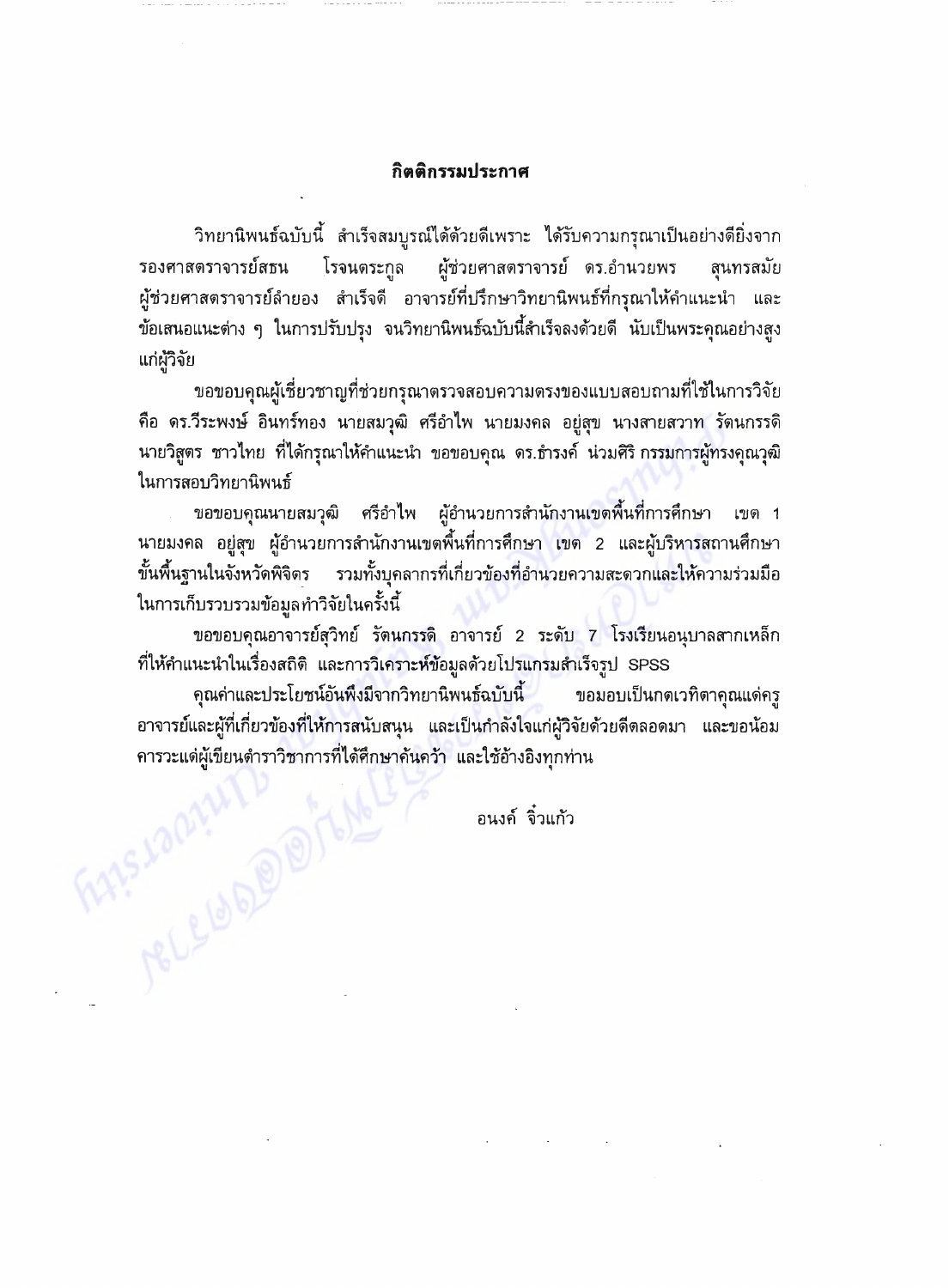## กิตติกรรมประกาศ

วิทยานิพนธ์ฉบับนี้ สำเร็จสมบูรณ์ได้ด้วยดีเพราะ ได้รับความกรุณาเป็นอย่างดียิ่งจาก รองศาสตราจารย์สธน โรจนตระกูล ผู้ช่วยศาสตราจารย์ ดร.อำนวยพร สุนทรสมัย ผู้ช่วยศาสตราจารย์ลำยอง สำเร็จดี อาจารย์ที่ปรึกษาวิทยานิพนธ์ที่กรุณาให้คำแนะนำ และข้อเสนอแนะต่าง ๆ ในการปรับปรุง จนวิทยานิพนธ์ฉบับนี้สำเร็จลงด้วยดี นับเป็นพระคุณอย่างสูงแก่ผู้วิจัย

ขอขอบคุณผู้เชี่ยวชาญที่ช่วยกรุณาตรวจสอบความตรงของแบบสอบถามที่ใช้ในการวิจัย คือ ดร.วีระพงษ์ อินทร์ทอง นายสมวุฒิ ศรีอำไพ นายมงคล อยู่สุข นางสายสวาท รัตนกรรดิ นายวิสูตร ชาวไทย ที่ได้กรุณาให้คำแนะนำ ขอขอบคุณ ดร.ธำรงค์ น่วมศิริ กรรมการผู้ทรงคุณวุฒิในการสอบวิทยานิพนธ์

ขอขอบคุณนายสมวุฒิ ศรีอำไพ ผู้อำนวยการสำนักงานเขตพื้นที่การศึกษา เขต 1 นายมงคล อยู่สุข ผู้อำนวยการสำนักงานเขตพื้นที่การศึกษา เขต 2 และผู้บริหารสถานศึกษาขั้นพื้นฐานในจังหวัดพิจิตร รวมทั้งบุคลากรที่เกี่ยวข้องที่อำนวยความสะดวกและให้ความร่วมมือในการเก็บรวบรวมข้อมูลทำวิจัยในครั้งนี้

ขอขอบคุณอาจารย์สุวิทย์ รัตนกรรดิ อาจารย์ 2 ระดับ 7 โรงเรียนอนุบาลสากเหล็ก ที่ให้คำแนะนำในเรื่องสถิติ และการวิเคราะห์ข้อมูลด้วยโปรแกรมสำเร็จรูป SPSS

คุณค่าและประโยชน์อันพึงมีจากวิทยานิพนธ์ฉบับนี้ ขอมอบเป็นกตเวทิตาคุณแด่ครูอาจารย์และผู้ที่เกี่ยวข้องที่ให้การสนับสนุน และเป็นกำลังใจแก่ผู้วิจัยด้วยดีตลอดมา และขอน้อมคารวะแด่ผู้เขียนตำราวิชาการที่ได้ศึกษาค้นคว้า และใช้อ้างอิงทุกท่าน

อนงค์ จิ๋วแก้ว